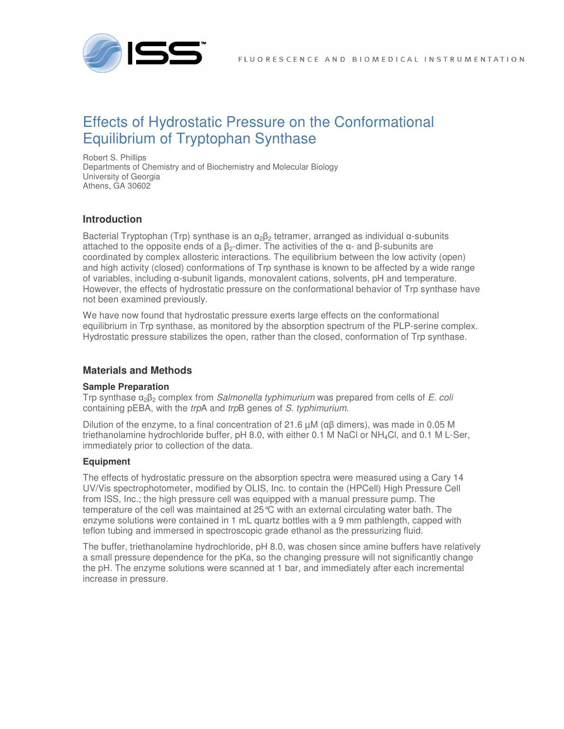# Effects of Hydrostatic Pressure on the Conformational Equilibrium of Tryptophan Synthase

Robert S. Phillips
Departments of Chemistry and of Biochemistry and Molecular Biology
University of Georgia
Athens, GA 30602

## Introduction

Bacterial Tryptophan (Trp) synthase is an $\alpha_2\beta_2$ tetramer, arranged as individual α-subunits attached to the opposite ends of a $\beta_2$-dimer. The activities of the α- and β-subunits are coordinated by complex allosteric interactions. The equilibrium between the low activity (open) and high activity (closed) conformations of Trp synthase is known to be affected by a wide range of variables, including α-subunit ligands, monovalent cations, solvents, pH and temperature. However, the effects of hydrostatic pressure on the conformational behavior of Trp synthase have not been examined previously.

We have now found that hydrostatic pressure exerts large effects on the conformational equilibrium in Trp synthase, as monitored by the absorption spectrum of the PLP-serine complex. Hydrostatic pressure stabilizes the open, rather than the closed, conformation of Trp synthase.

## Materials and Methods

### Sample Preparation

Trp synthase $\alpha_2\beta_2$ complex from *Salmonella typhimurium* was prepared from cells of *E. coli* containing pEBA, with the *trp*A and *trp*B genes of *S. typhimurium*.

Dilution of the enzyme, to a final concentration of 21.6 µM (αβ dimers), was made in 0.05 M triethanolamine hydrochloride buffer, pH 8.0, with either 0.1 M NaCl or $NH_4Cl$, and 0.1 M L-Ser, immediately prior to collection of the data.

### Equipment

The effects of hydrostatic pressure on the absorption spectra were measured using a Cary 14 UV/Vis spectrophotometer, modified by OLIS, Inc. to contain the (HPCell) High Pressure Cell from ISS, Inc.; the high pressure cell was equipped with a manual pressure pump. The temperature of the cell was maintained at 25°C with an external circulating water bath. The enzyme solutions were contained in 1 mL quartz bottles with a 9 mm pathlength, capped with teflon tubing and immersed in spectroscopic grade ethanol as the pressurizing fluid.

The buffer, triethanolamine hydrochloride, pH 8.0, was chosen since amine buffers have relatively a small pressure dependence for the pKa, so the changing pressure will not significantly change the pH. The enzyme solutions were scanned at 1 bar, and immediately after each incremental increase in pressure.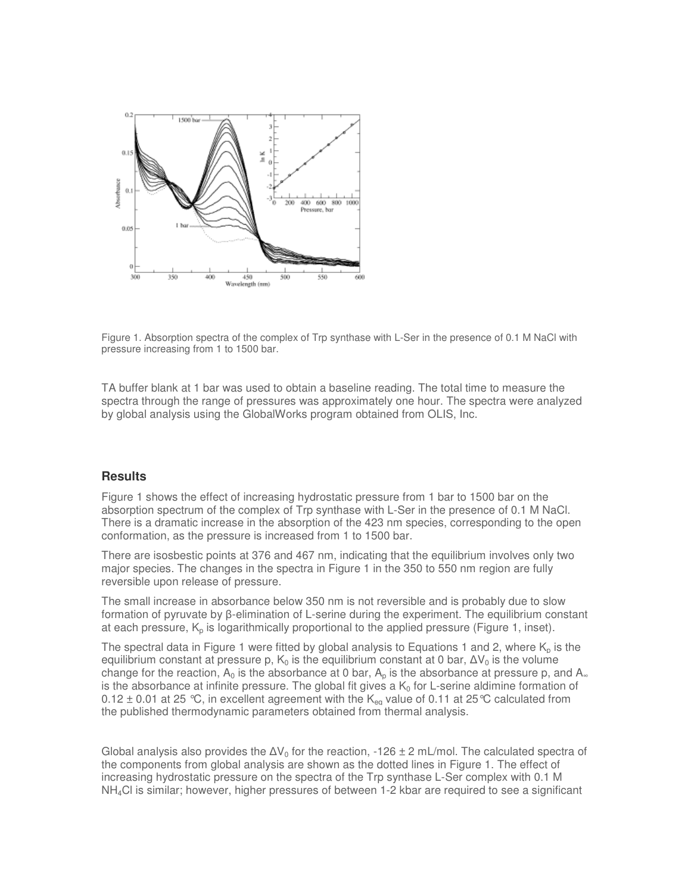Figure 1. Absorption spectra of the complex of Trp synthase with L-Ser in the presence of 0.1 M NaCl with pressure increasing from 1 to 1500 bar.

TA buffer blank at 1 bar was used to obtain a baseline reading. The total time to measure the spectra through the range of pressures was approximately one hour. The spectra were analyzed by global analysis using the GlobalWorks program obtained from OLIS, Inc.

## Results

Figure 1 shows the effect of increasing hydrostatic pressure from 1 bar to 1500 bar on the absorption spectrum of the complex of Trp synthase with L-Ser in the presence of 0.1 M NaCl. There is a dramatic increase in the absorption of the 423 nm species, corresponding to the open conformation, as the pressure is increased from 1 to 1500 bar.

There are isosbestic points at 376 and 467 nm, indicating that the equilibrium involves only two major species. The changes in the spectra in Figure 1 in the 350 to 550 nm region are fully reversible upon release of pressure.

The small increase in absorbance below 350 nm is not reversible and is probably due to slow formation of pyruvate by β-elimination of L-serine during the experiment. The equilibrium constant at each pressure, $K_p$ is logarithmically proportional to the applied pressure (Figure 1, inset).

The spectral data in Figure 1 were fitted by global analysis to Equations 1 and 2, where $K_p$ is the equilibrium constant at pressure p, $K_0$ is the equilibrium constant at 0 bar, $\Delta V_0$ is the volume change for the reaction, $A_0$ is the absorbance at 0 bar, $A_p$ is the absorbance at pressure p, and $A_\infty$ is the absorbance at infinite pressure. The global fit gives a $K_0$ for L-serine aldimine formation of 0.12 ± 0.01 at 25 °C, in excellent agreement with the $K_{eq}$ value of 0.11 at 25°C calculated from the published thermodynamic parameters obtained from thermal analysis.

Global analysis also provides the $\Delta V_0$ for the reaction, -126 ± 2 mL/mol. The calculated spectra of the components from global analysis are shown as the dotted lines in Figure 1. The effect of increasing hydrostatic pressure on the spectra of the Trp synthase L-Ser complex with 0.1 M $NH_4Cl$ is similar; however, higher pressures of between 1-2 kbar are required to see a significant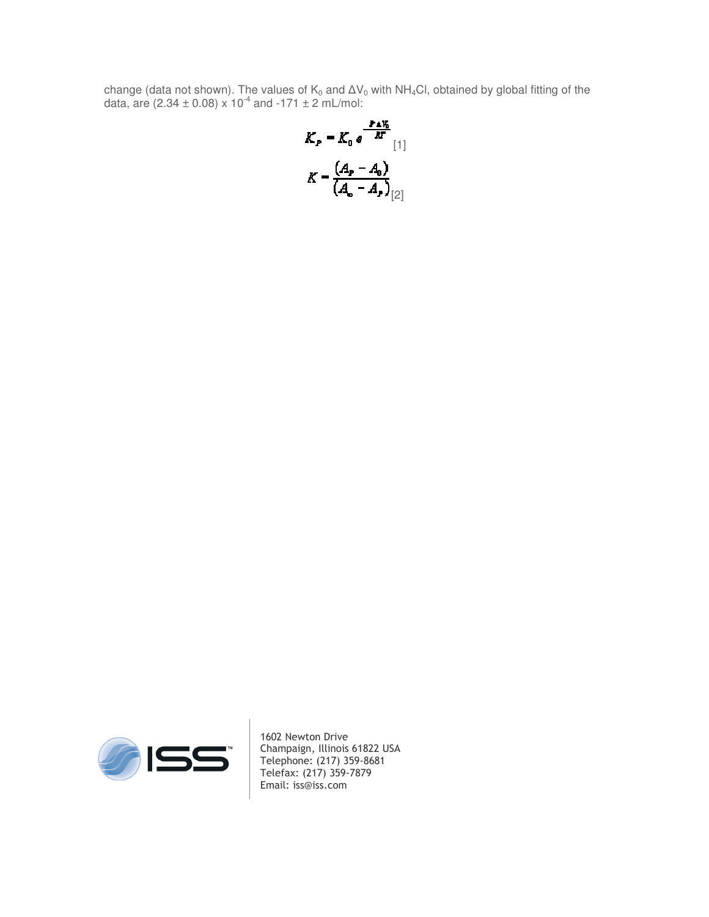change (data not shown). The values of $K_0$ and $\Delta V_0$ with $NH_4Cl$, obtained by global fitting of the data, are $(2.34 \pm 0.08) \times 10^{-4}$ and -171 ± 2 mL/mol:

$$K_P = K_0\, e^{-\frac{P \Delta V_0}{RT}} \quad [1]$$

$$K = \frac{(A_P - A_0)}{(A_\infty - A_P)} \quad [2]$$

1602 Newton Drive
Champaign, Illinois 61822 USA
Telephone: (217) 359-8681
Telefax: (217) 359-7879
Email: iss@iss.com